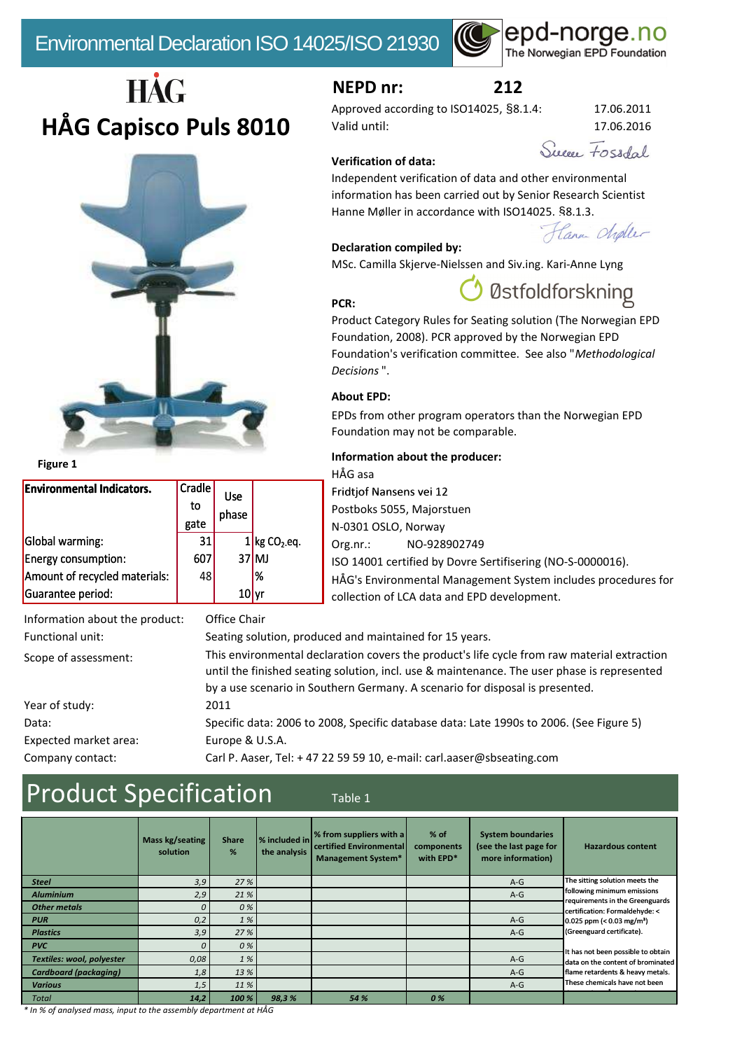# Environmental Declaration ISO 14025/ISO 21930

epd-norge.no
The Norwegian EPD Foundation

HÅG

# HÅG Capisco Puls 8010

Figure 1

| Environmental Indicators. | Cradle to gate | Use phase | |
|---|---|---|---|
| Global warming: | 31 | 1 | kg $CO_2$.eq. |
| Energy consumption: | 607 | 37 | MJ |
| Amount of recycled materials: | 48 | | % |
| Guarantee period: | | 10 | yr |

**NEPD nr: 212**

Approved according to ISO14025, §8.1.4: 17.06.2011
Valid until: 17.06.2016

**Verification of data:**

Independent verification of data and other environmental information has been carried out by Senior Research Scientist Hanne Møller in accordance with ISO14025. §8.1.3.

**Declaration compiled by:**

MSc. Camilla Skjerve-Nielssen and Siv.ing. Kari-Anne Lyng

Østfoldforskning

**PCR:**

Product Category Rules for Seating solution (The Norwegian EPD Foundation, 2008). PCR approved by the Norwegian EPD Foundation's verification committee. See also "*Methodological Decisions* ".

**About EPD:**

EPDs from other program operators than the Norwegian EPD Foundation may not be comparable.

**Information about the producer:**

HÅG asa
Fridtjof Nansens vei 12
Postboks 5055, Majorstuen
N-0301 OSLO, Norway
Org.nr.: NO-928902749
ISO 14001 certified by Dovre Sertifisering (NO-S-0000016).
HÅG's Environmental Management System includes procedures for collection of LCA data and EPD development.

| | |
|---|---|
| Information about the product: | Office Chair |
| Functional unit: | Seating solution, produced and maintained for 15 years. |
| Scope of assessment: | This environmental declaration covers the product's life cycle from raw material extraction until the finished seating solution, incl. use & maintenance. The user phase is represented by a use scenario in Southern Germany. A scenario for disposal is presented. |
| Year of study: | 2011 |
| Data: | Specific data: 2006 to 2008, Specific database data: Late 1990s to 2006. (See Figure 5) |
| Expected market area: | Europe & U.S.A. |
| Company contact: | Carl P. Aaser, Tel: + 47 22 59 59 10, e-mail: carl.aaser@sbseating.com |

# Product Specification

Table 1

| | Mass kg/seating solution | Share % | % included in the analysis | % from suppliers with a certified Environmental Management System* | % of components with EPD* | System boundaries (see the last page for more information) | Hazardous content |
|---|---|---|---|---|---|---|---|
| *Steel* | 3,9 | 27 % | | | | A-G | The sitting solution meets the following minimum emissions requirements in the Greenguards certification: Formaldehyde: < 0.025 ppm (< 0.03 mg/m³) (Greenguard certificate). It has not been possible to obtain data on the content of brominated flame retardents & heavy metals. These chemicals have not been |
| *Aluminium* | 2,9 | 21 % | | | | A-G | |
| *Other metals* | 0 | 0 % | | | | | |
| *PUR* | 0,2 | 1 % | | | | A-G | |
| *Plastics* | 3,9 | 27 % | | | | A-G | |
| *PVC* | 0 | 0 % | | | | | |
| *Textiles: wool, polyester* | 0,08 | 1 % | | | | A-G | |
| *Cardboard (packaging)* | 1,8 | 13 % | | | | A-G | |
| *Various* | 1,5 | 11 % | | | | A-G | |
| *Total* | 14,2 | 100 % | 98,3 % | 54 % | 0 % | | |

*\* In % of analysed mass, input to the assembly department at HÅG*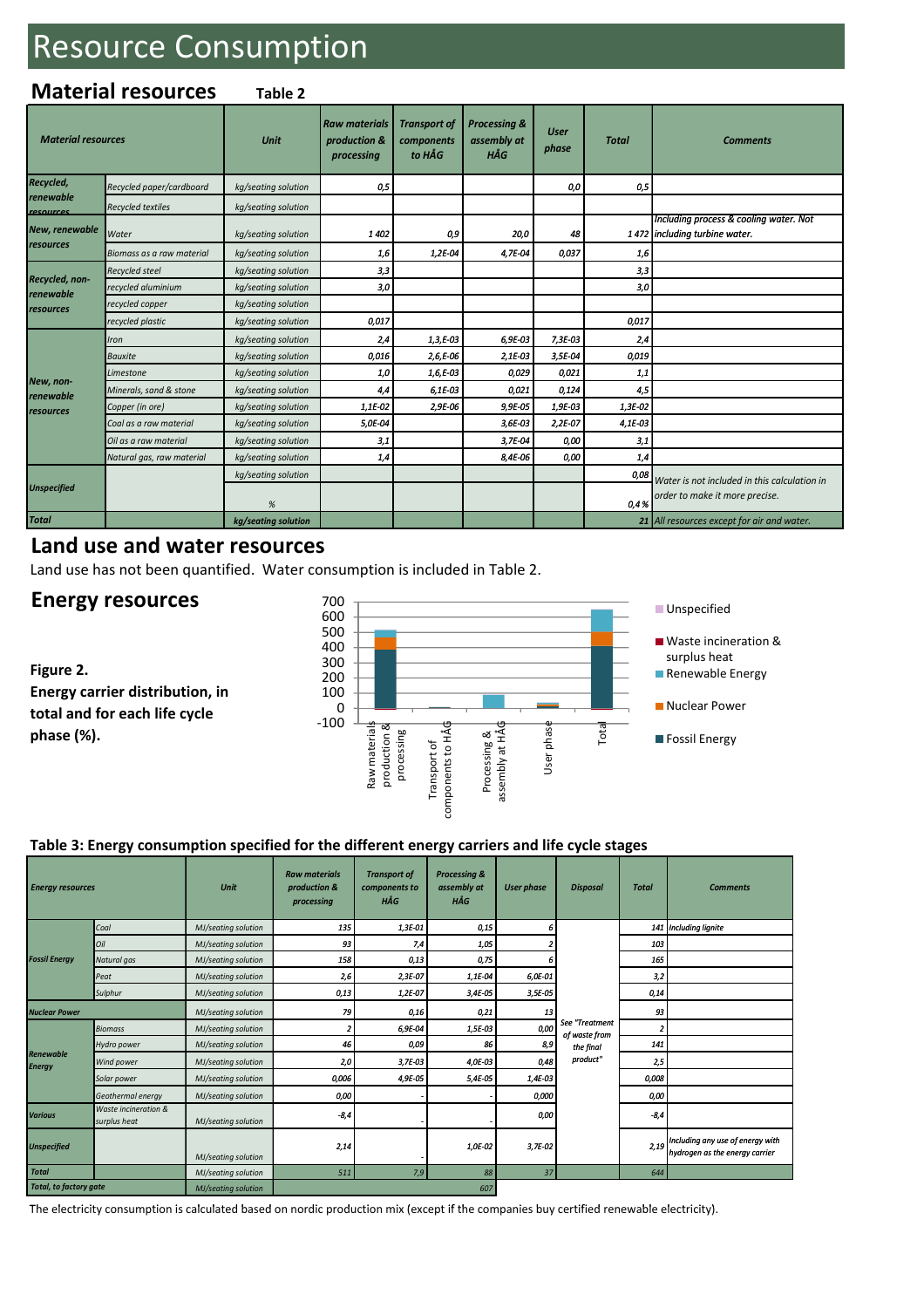# Resource Consumption

## Material resources

**Table 2**

| Material resources | | Unit | Raw materials production & processing | Transport of components to HÅG | Processing & assembly at HÅG | User phase | Total | Comments |
|---|---|---|---|---|---|---|---|---|
| Recycled, renewable resources | Recycled paper/cardboard | kg/seating solution | 0,5 | | | 0,0 | 0,5 | |
| | Recycled textiles | kg/seating solution | | | | | | |
| New, renewable resources | Water | kg/seating solution | 1 402 | 0,9 | 20,0 | 48 | 1 472 | Including process & cooling water. Not including turbine water. |
| | Biomass as a raw material | kg/seating solution | 1,6 | 1,2E-04 | 4,7E-04 | 0,037 | 1,6 | |
| Recycled, non-renewable resources | Recycled steel | kg/seating solution | 3,3 | | | | 3,3 | |
| | recycled aluminium | kg/seating solution | 3,0 | | | | 3,0 | |
| | recycled copper | kg/seating solution | | | | | | |
| | recycled plastic | kg/seating solution | 0,017 | | | | 0,017 | |
| New, non-renewable resources | Iron | kg/seating solution | 2,4 | 1,3,E-03 | 6,9E-03 | 7,3E-03 | 2,4 | |
| | Bauxite | kg/seating solution | 0,016 | 2,6,E-06 | 2,1E-03 | 3,5E-04 | 0,019 | |
| | Limestone | kg/seating solution | 1,0 | 1,6,E-03 | 0,029 | 0,021 | 1,1 | |
| | Minerals, sand & stone | kg/seating solution | 4,4 | 6,1E-03 | 0,021 | 0,124 | 4,5 | |
| | Copper (in ore) | kg/seating solution | 1,1E-02 | 2,9E-06 | 9,9E-05 | 1,9E-03 | 1,3E-02 | |
| | Coal as a raw material | kg/seating solution | 5,0E-04 | | 3,6E-03 | 2,2E-07 | 4,1E-03 | |
| | Oil as a raw material | kg/seating solution | 3,1 | | 3,7E-04 | 0,00 | 3,1 | |
| | Natural gas, raw material | kg/seating solution | 1,4 | | 8,4E-06 | 0,00 | 1,4 | |
| Unspecified | | kg/seating solution | | | | | 0,08 | Water is not included in this calculation in order to make it more precise. |
| | | % | | | | | 0,4 % | |
| Total | | kg/seating solution | | | | | 21 | All resources except for air and water. |

## Land use and water resources

Land use has not been quantified. Water consumption is included in Table 2.

## Energy resources

**Figure 2. Energy carrier distribution, in total and for each life cycle phase (%).**

## Table 3: Energy consumption specified for the different energy carriers and life cycle stages

| Energy resources | | Unit | Raw materials production & processing | Transport of components to HÅG | Processing & assembly at HÅG | User phase | Disposal | Total | Comments |
|---|---|---|---|---|---|---|---|---|---|
| Fossil Energy | Coal | MJ/seating solution | 135 | 1,3E-01 | 0,15 | 6 | See "Treatment of waste from the final product" | 141 | Including lignite |
| | Oil | MJ/seating solution | 93 | 7,4 | 1,05 | 2 | | 103 | |
| | Natural gas | MJ/seating solution | 158 | 0,13 | 0,75 | 6 | | 165 | |
| | Peat | MJ/seating solution | 2,6 | 2,3E-07 | 1,1E-04 | 6,0E-01 | | 3,2 | |
| | Sulphur | MJ/seating solution | 0,13 | 1,2E-07 | 3,4E-05 | 3,5E-05 | | 0,14 | |
| Nuclear Power | | MJ/seating solution | 79 | 0,16 | 0,21 | 13 | | 93 | |
| Renewable Energy | Biomass | MJ/seating solution | 2 | 6,9E-04 | 1,5E-03 | 0,00 | | 2 | |
| | Hydro power | MJ/seating solution | 46 | 0,09 | 86 | 8,9 | | 141 | |
| | Wind power | MJ/seating solution | 2,0 | 3,7E-03 | 4,0E-03 | 0,48 | | 2,5 | |
| | Solar power | MJ/seating solution | 0,006 | 4,9E-05 | 5,4E-05 | 1,4E-03 | | 0,008 | |
| | Geothermal energy | MJ/seating solution | 0,00 | - | - | 0,000 | | 0,00 | |
| Various | Waste incineration & surplus heat | MJ/seating solution | -8,4 | - | - | 0,00 | | -8,4 | |
| Unspecified | | MJ/seating solution | 2,14 | - | 1,0E-02 | 3,7E-02 | | 2,19 | Including any use of energy with hydrogen as the energy carrier |
| Total | | MJ/seating solution | 511 | 7,9 | 88 | 37 | | 644 | |
| Total, to factory gate | | MJ/seating solution | 607 | | | | | | |

The electricity consumption is calculated based on nordic production mix (except if the companies buy certified renewable electricity).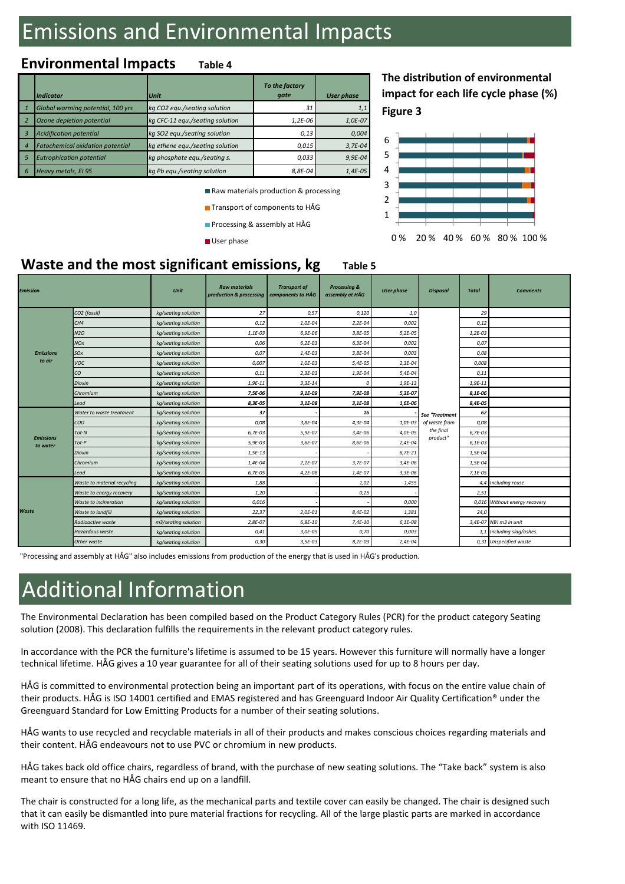# Emissions and Environmental Impacts

## Environmental Impacts

**Table 4**

| | Indicator | Unit | To the factory gate | User phase |
|---|---|---|---|---|
| 1 | Global warming potential, 100 yrs | kg CO2 equ./seating solution | 31 | 1,1 |
| 2 | Ozone depletion potential | kg CFC-11 equ./seating solution | 1,2E-06 | 1,0E-07 |
| 3 | Acidification potential | kg SO2 equ./seating solution | 0,13 | 0,004 |
| 4 | Fotochemical oxidation potential | kg ethene equ./seating solution | 0,015 | 3,7E-04 |
| 5 | Eutrophication potential | kg phosphate equ./seating s. | 0,033 | 9,9E-04 |
| 6 | Heavy metals, EI 95 | kg Pb equ./seating solution | 8,8E-04 | 1,4E-05 |

**The distribution of environmental impact for each life cycle phase (%)**

**Figure 3**

Raw materials production & processing

Transport of components to HÅG

Processing & assembly at HÅG

User phase

## Waste and the most significant emissions, kg

**Table 5**

| Emission | | Unit | Raw materials production & processing | Transport of components to HÅG | Processing & assembly at HÅG | User phase | Disposal | Total | Comments |
|---|---|---|---|---|---|---|---|---|---|
| Emissions to air | CO2 (fossil) | kg/seating solution | 27 | 0,57 | 0,120 | 1,0 | See "Treatment of waste from the final product" | 29 | |
| | CH4 | kg/seating solution | 0,12 | 1,0E-04 | 2,2E-04 | 0,002 | | 0,12 | |
| | N2O | kg/seating solution | 1,1E-03 | 6,9E-06 | 3,8E-05 | 5,2E-05 | | 1,2E-03 | |
| | NOx | kg/seating solution | 0,06 | 6,2E-03 | 6,3E-04 | 0,002 | | 0,07 | |
| | SOx | kg/seating solution | 0,07 | 1,4E-03 | 3,8E-04 | 0,003 | | 0,08 | |
| | VOC | kg/seating solution | 0,007 | 1,0E-03 | 5,4E-05 | 2,3E-04 | | 0,008 | |
| | CO | kg/seating solution | 0,11 | 2,3E-03 | 1,9E-04 | 5,4E-04 | | 0,11 | |
| | Dioxin | kg/seating solution | 1,9E-11 | 3,3E-14 | 0 | 1,9E-13 | | 1,9E-11 | |
| | Chromium | kg/seating solution | 7,5E-06 | 9,1E-09 | 7,9E-08 | 5,3E-07 | | 8,1E-06 | |
| | Lead | kg/seating solution | 8,3E-05 | 3,1E-08 | 3,1E-08 | 1,6E-06 | | 8,4E-05 | |
| Emissions to water | Water to waste treatment | kg/seating solution | 37 | - | 16 | - | | 62 | |
| | COD | kg/seating solution | 0,08 | 3,8E-04 | 4,3E-04 | 1,0E-03 | | 0,08 | |
| | Tot-N | kg/seating solution | 6,7E-03 | 5,9E-07 | 3,4E-06 | 4,0E-05 | | 6,7E-03 | |
| | Tot-P | kg/seating solution | 5,9E-03 | 3,6E-07 | 8,6E-06 | 2,4E-04 | | 6,1E-03 | |
| | Dioxin | kg/seating solution | 1,5E-13 | - | - | 6,7E-21 | | 1,5E-04 | |
| | Chromium | kg/seating solution | 1,4E-04 | 2,1E-07 | 3,7E-07 | 3,4E-06 | | 1,5E-04 | |
| | Lead | kg/seating solution | 6,7E-05 | 4,2E-08 | 1,4E-07 | 3,3E-06 | | 7,1E-05 | |
| Waste | Waste to material recycling | kg/seating solution | 1,88 | - | 1,02 | 1,455 | | 4,4 | Including reuse |
| | Waste to energy recovery | kg/seating solution | 1,20 | - | 0,25 | - | | 2,51 | |
| | Waste to incineration | kg/seating solution | 0,016 | - | - | 0,000 | | 0,016 | Without energy recovery |
| | Waste to landfill | kg/seating solution | 22,37 | 2,0E-01 | 8,4E-02 | 1,381 | | 24,0 | |
| | Radioactive waste | m3/seating solution | 2,8E-07 | 6,8E-10 | 7,4E-10 | 6,1E-08 | | 3,4E-07 | NB! m3 in unit |
| | Hazardous waste | kg/seating solution | 0,41 | 3,0E-05 | 0,70 | 0,003 | | 1,1 | Including slag/ashes. |
| | Other waste | kg/seating solution | 0,30 | 3,5E-03 | 8,2E-03 | 2,4E-04 | | 0,31 | Unspecified waste |

"Processing and assembly at HÅG" also includes emissions from production of the energy that is used in HÅG's production.

# Additional Information

The Environmental Declaration has been compiled based on the Product Category Rules (PCR) for the product category Seating solution (2008). This declaration fulfills the requirements in the relevant product category rules.

In accordance with the PCR the furniture's lifetime is assumed to be 15 years. However this furniture will normally have a longer technical lifetime. HÅG gives a 10 year guarantee for all of their seating solutions used for up to 8 hours per day.

HÅG is committed to environmental protection being an important part of its operations, with focus on the entire value chain of their products. HÅG is ISO 14001 certified and EMAS registered and has Greenguard Indoor Air Quality Certification® under the Greenguard Standard for Low Emitting Products for a number of their seating solutions.

HÅG wants to use recycled and recyclable materials in all of their products and makes conscious choices regarding materials and their content. HÅG endeavours not to use PVC or chromium in new products.

HÅG takes back old office chairs, regardless of brand, with the purchase of new seating solutions. The "Take back" system is also meant to ensure that no HÅG chairs end up on a landfill.

The chair is constructed for a long life, as the mechanical parts and textile cover can easily be changed. The chair is designed such that it can easily be dismantled into pure material fractions for recycling. All of the large plastic parts are marked in accordance with ISO 11469.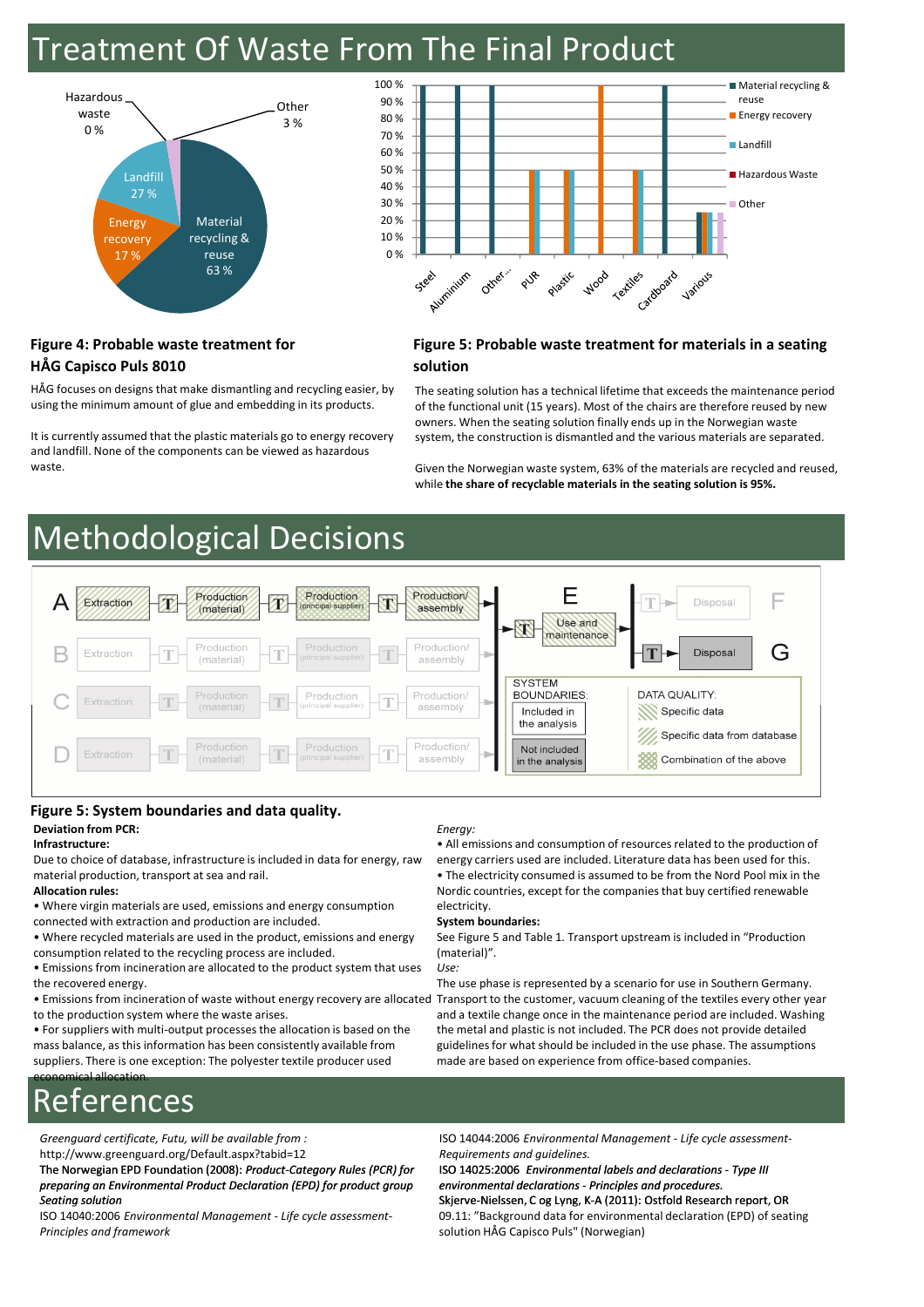# Treatment Of Waste From The Final Product

Hazardous waste 0 %
Other 3 %
Landfill 27 %
Energy recovery 17 %
Material recycling & reuse 63 %

100 %
90 %
80 %
70 %
60 %
50 %
40 %
30 %
20 %
10 %
0 %

Steel
Aluminium
Other...
PUR
Plastic
Wood
Textiles
Cardboard
Various

Material recycling & reuse
Energy recovery
Landfill
Hazardous Waste
Other

### Figure 4: Probable waste treatment for HÅG Capisco Puls 8010

HÅG focuses on designs that make dismantling and recycling easier, by using the minimum amount of glue and embedding in its products.

It is currently assumed that the plastic materials go to energy recovery and landfill. None of the components can be viewed as hazardous waste.

### Figure 5: Probable waste treatment for materials in a seating solution

The seating solution has a technical lifetime that exceeds the maintenance period of the functional unit (15 years). Most of the chairs are therefore reused by new owners. When the seating solution finally ends up in the Norwegian waste system, the construction is dismantled and the various materials are separated.

Given the Norwegian waste system, 63% of the materials are recycled and reused, while **the share of recyclable materials in the seating solution is 95%.**

# Methodological Decisions

A Extraction T Production (material) T Production (principal supplier) T Production/ assembly
B Extraction T Production (material) T Production (principal supplier) T Production/ assembly
C Extraction T Production (material) T Production (principal supplier) T Production/ assembly
D Extraction T Production (material) T Production (principal supplier) T Production/ assembly

E T Use and maintenance

F T Disposal
G T Disposal

SYSTEM BOUNDARIES:
Included in the analysis
Not included in the analysis

DATA QUALITY:
Specific data
Specific data from database
Combination of the above

### Figure 5: System boundaries and data quality.

**Deviation from PCR:**

**Infrastructure:**

Due to choice of database, infrastructure is included in data for energy, raw material production, transport at sea and rail.

**Allocation rules:**

- Where virgin materials are used, emissions and energy consumption connected with extraction and production are included.
- Where recycled materials are used in the product, emissions and energy consumption related to the recycling process are included.
- Emissions from incineration are allocated to the product system that uses the recovered energy.
- Emissions from incineration of waste without energy recovery are allocated to the production system where the waste arises.
- For suppliers with multi-output processes the allocation is based on the mass balance, as this information has been consistently available from suppliers. There is one exception: The polyester textile producer used economical allocation.

*Energy:*

- All emissions and consumption of resources related to the production of energy carriers used are included. Literature data has been used for this.
- The electricity consumed is assumed to be from the Nord Pool mix in the Nordic countries, except for the companies that buy certified renewable electricity.

**System boundaries:**

See Figure 5 and Table 1. Transport upstream is included in "Production (material)".

*Use:*

The use phase is represented by a scenario for use in Southern Germany. Transport to the customer, vacuum cleaning of the textiles every other year and a textile change once in the maintenance period are included. Washing the metal and plastic is not included. The PCR does not provide detailed guidelines for what should be included in the use phase. The assumptions made are based on experience from office-based companies.

# References

*Greenguard certificate, Futu, will be available from :* http://www.greenguard.org/Default.aspx?tabid=12

The Norwegian EPD Foundation (2008): *Product-Category Rules (PCR) for preparing an Environmental Product Declaration (EPD) for product group Seating solution*

ISO 14040:2006 *Environmental Management - Life cycle assessment- Principles and framework*

ISO 14044:2006 *Environmental Management - Life cycle assessment- Requirements and guidelines.*

ISO 14025:2006 *Environmental labels and declarations - Type III environmental declarations - Principles and procedures.*

Skjerve-Nielssen, C og Lyng, K-A (2011): Ostfold Research report, OR 09.11: "Background data for environmental declaration (EPD) of seating solution HÅG Capisco Puls" (Norwegian)